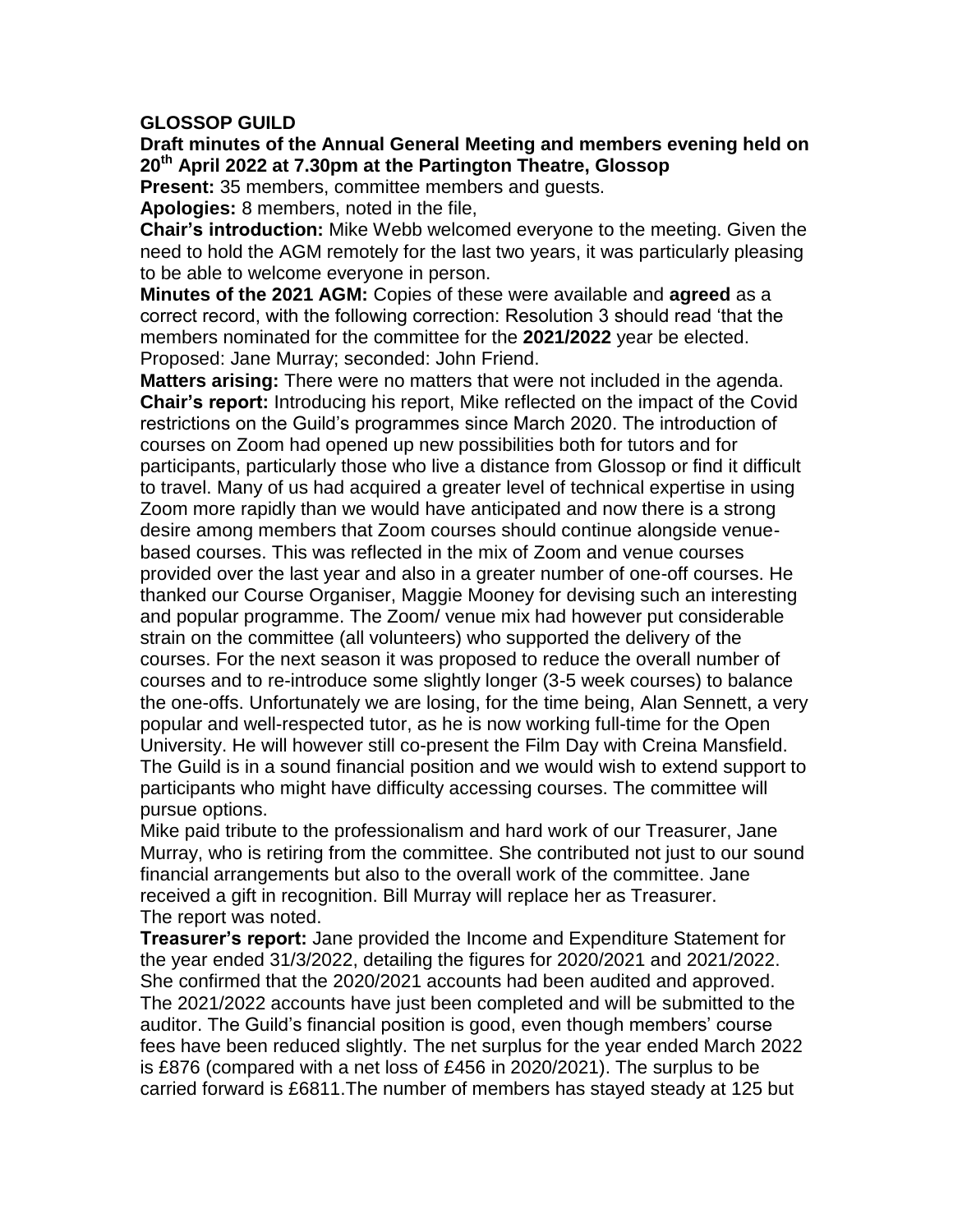**GLOSSOP GUILD**

**Draft minutes of the Annual General Meeting and members evening held on 20th April 2022 at 7.30pm at the Partington Theatre, Glossop**

**Present:** 35 members, committee members and guests.

**Apologies:** 8 members, noted in the file,

**Chair's introduction:** Mike Webb welcomed everyone to the meeting. Given the need to hold the AGM remotely for the last two years, it was particularly pleasing to be able to welcome everyone in person.

**Minutes of the 2021 AGM:** Copies of these were available and **agreed** as a correct record, with the following correction: Resolution 3 should read 'that the members nominated for the committee for the **2021/2022** year be elected. Proposed: Jane Murray; seconded: John Friend.

**Matters arising:** There were no matters that were not included in the agenda.

**Chair's report:** Introducing his report, Mike reflected on the impact of the Covid restrictions on the Guild's programmes since March 2020. The introduction of courses on Zoom had opened up new possibilities both for tutors and for participants, particularly those who live a distance from Glossop or find it difficult to travel. Many of us had acquired a greater level of technical expertise in using Zoom more rapidly than we would have anticipated and now there is a strong desire among members that Zoom courses should continue alongside venue-based courses. This was reflected in the mix of Zoom and venue courses provided over the last year and also in a greater number of one-off courses. He thanked our Course Organiser, Maggie Mooney for devising such an interesting and popular programme. The Zoom/ venue mix had however put considerable strain on the committee (all volunteers) who supported the delivery of the courses. For the next season it was proposed to reduce the overall number of courses and to re-introduce some slightly longer (3-5 week courses) to balance the one-offs. Unfortunately we are losing, for the time being, Alan Sennett, a very popular and well-respected tutor, as he is now working full-time for the Open University. He will however still co-present the Film Day with Creina Mansfield. The Guild is in a sound financial position and we would wish to extend support to participants who might have difficulty accessing courses. The committee will pursue options.

Mike paid tribute to the professionalism and hard work of our Treasurer, Jane Murray, who is retiring from the committee. She contributed not just to our sound financial arrangements but also to the overall work of the committee. Jane received a gift in recognition. Bill Murray will replace her as Treasurer. The report was noted.

**Treasurer's report:** Jane provided the Income and Expenditure Statement for the year ended 31/3/2022, detailing the figures for 2020/2021 and 2021/2022. She confirmed that the 2020/2021 accounts had been audited and approved. The 2021/2022 accounts have just been completed and will be submitted to the auditor. The Guild's financial position is good, even though members' course fees have been reduced slightly. The net surplus for the year ended March 2022 is £876 (compared with a net loss of £456 in 2020/2021). The surplus to be carried forward is £6811.The number of members has stayed steady at 125 but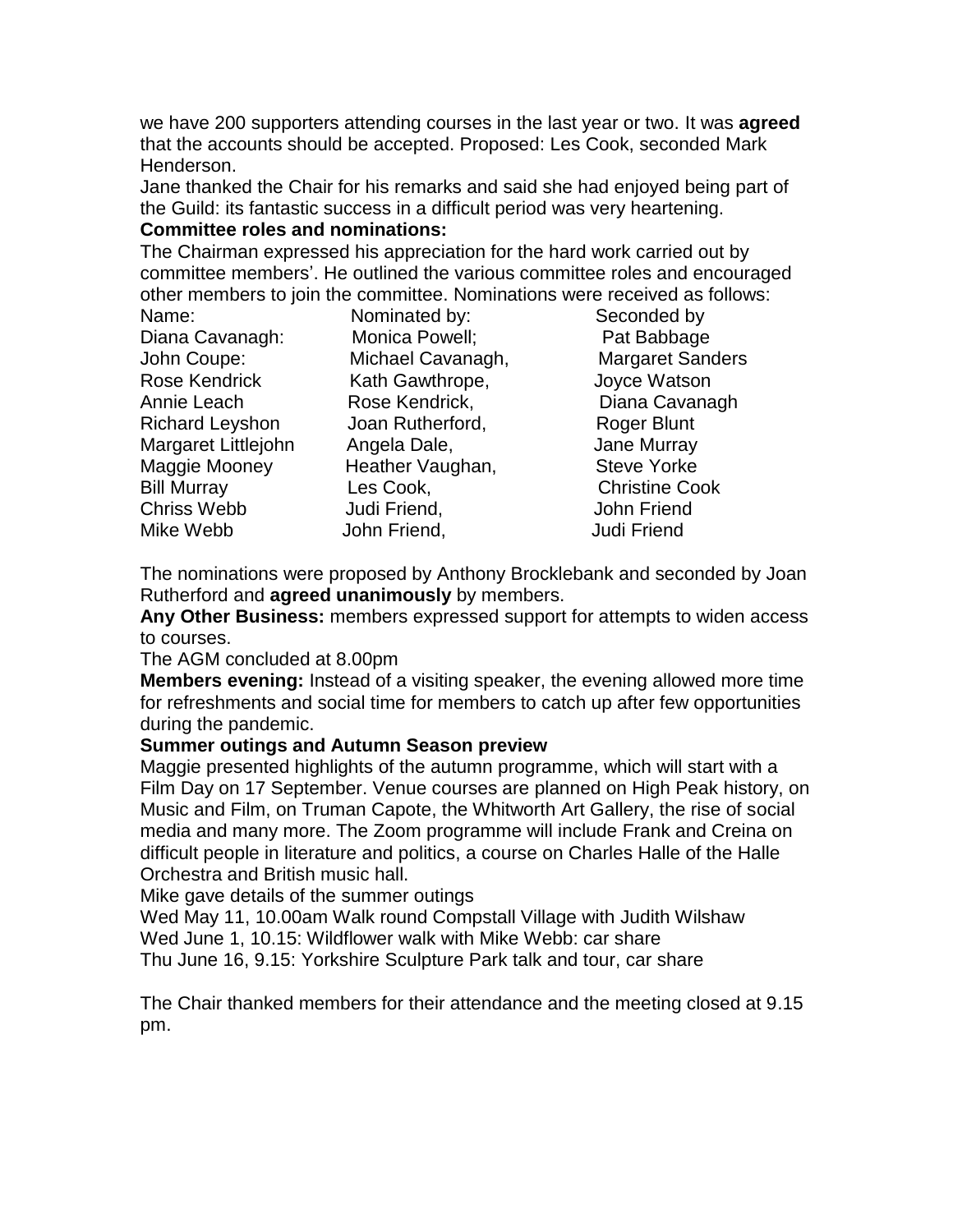we have 200 supporters attending courses in the last year or two. It was **agreed** that the accounts should be accepted. Proposed: Les Cook, seconded Mark Henderson.

Jane thanked the Chair for his remarks and said she had enjoyed being part of the Guild: its fantastic success in a difficult period was very heartening.

**Committee roles and nominations:**

The Chairman expressed his appreciation for the hard work carried out by committee members'. He outlined the various committee roles and encouraged other members to join the committee. Nominations were received as follows:

| Name: | Nominated by: | Seconded by |
|---|---|---|
| Diana Cavanagh: | Monica Powell; | Pat Babbage |
| John Coupe: | Michael Cavanagh, | Margaret Sanders |
| Rose Kendrick | Kath Gawthrope, | Joyce Watson |
| Annie Leach | Rose Kendrick, | Diana Cavanagh |
| Richard Leyshon | Joan Rutherford, | Roger Blunt |
| Margaret Littlejohn | Angela Dale, | Jane Murray |
| Maggie Mooney | Heather Vaughan, | Steve Yorke |
| Bill Murray | Les Cook, | Christine Cook |
| Chriss Webb | Judi Friend, | John Friend |
| Mike Webb | John Friend, | Judi Friend |

The nominations were proposed by Anthony Brocklebank and seconded by Joan Rutherford and **agreed unanimously** by members.

**Any Other Business:** members expressed support for attempts to widen access to courses.

The AGM concluded at 8.00pm

**Members evening:** Instead of a visiting speaker, the evening allowed more time for refreshments and social time for members to catch up after few opportunities during the pandemic.

**Summer outings and Autumn Season preview**

Maggie presented highlights of the autumn programme, which will start with a Film Day on 17 September. Venue courses are planned on High Peak history, on Music and Film, on Truman Capote, the Whitworth Art Gallery, the rise of social media and many more. The Zoom programme will include Frank and Creina on difficult people in literature and politics, a course on Charles Halle of the Halle Orchestra and British music hall.

Mike gave details of the summer outings

Wed May 11, 10.00am Walk round Compstall Village with Judith Wilshaw

Wed June 1, 10.15: Wildflower walk with Mike Webb: car share

Thu June 16, 9.15: Yorkshire Sculpture Park talk and tour, car share

The Chair thanked members for their attendance and the meeting closed at 9.15 pm.